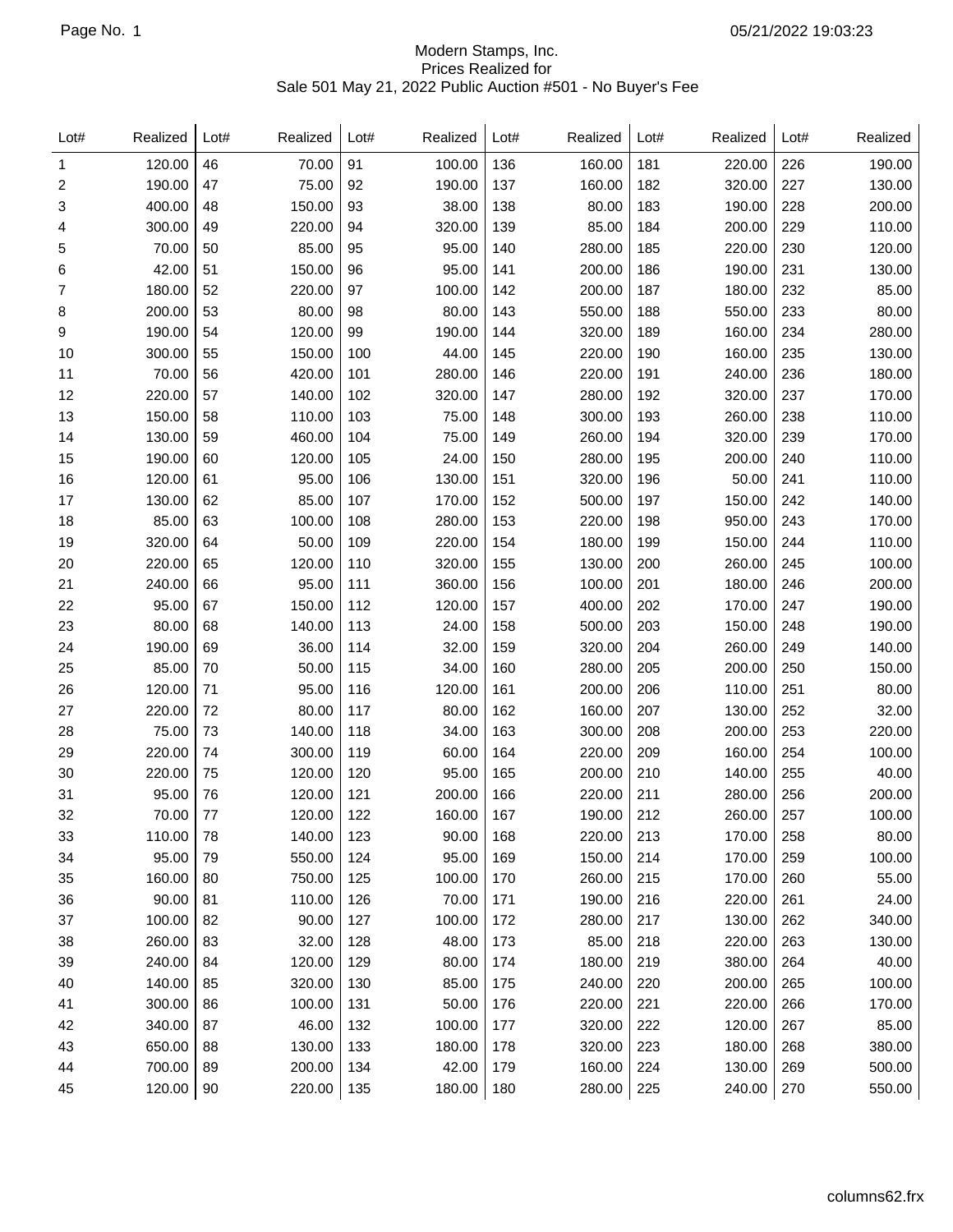Modern Stamps, Inc.
Prices Realized for
Sale 501 May 21, 2022 Public Auction #501 - No Buyer's Fee

| Lot# | Realized | Lot# | Realized | Lot# | Realized | Lot# | Realized | Lot# | Realized | Lot# | Realized |
|---|---|---|---|---|---|---|---|---|---|---|---|
| 1 | 120.00 | 46 | 70.00 | 91 | 100.00 | 136 | 160.00 | 181 | 220.00 | 226 | 190.00 |
| 2 | 190.00 | 47 | 75.00 | 92 | 190.00 | 137 | 160.00 | 182 | 320.00 | 227 | 130.00 |
| 3 | 400.00 | 48 | 150.00 | 93 | 38.00 | 138 | 80.00 | 183 | 190.00 | 228 | 200.00 |
| 4 | 300.00 | 49 | 220.00 | 94 | 320.00 | 139 | 85.00 | 184 | 200.00 | 229 | 110.00 |
| 5 | 70.00 | 50 | 85.00 | 95 | 95.00 | 140 | 280.00 | 185 | 220.00 | 230 | 120.00 |
| 6 | 42.00 | 51 | 150.00 | 96 | 95.00 | 141 | 200.00 | 186 | 190.00 | 231 | 130.00 |
| 7 | 180.00 | 52 | 220.00 | 97 | 100.00 | 142 | 200.00 | 187 | 180.00 | 232 | 85.00 |
| 8 | 200.00 | 53 | 80.00 | 98 | 80.00 | 143 | 550.00 | 188 | 550.00 | 233 | 80.00 |
| 9 | 190.00 | 54 | 120.00 | 99 | 190.00 | 144 | 320.00 | 189 | 160.00 | 234 | 280.00 |
| 10 | 300.00 | 55 | 150.00 | 100 | 44.00 | 145 | 220.00 | 190 | 160.00 | 235 | 130.00 |
| 11 | 70.00 | 56 | 420.00 | 101 | 280.00 | 146 | 220.00 | 191 | 240.00 | 236 | 180.00 |
| 12 | 220.00 | 57 | 140.00 | 102 | 320.00 | 147 | 280.00 | 192 | 320.00 | 237 | 170.00 |
| 13 | 150.00 | 58 | 110.00 | 103 | 75.00 | 148 | 300.00 | 193 | 260.00 | 238 | 110.00 |
| 14 | 130.00 | 59 | 460.00 | 104 | 75.00 | 149 | 260.00 | 194 | 320.00 | 239 | 170.00 |
| 15 | 190.00 | 60 | 120.00 | 105 | 24.00 | 150 | 280.00 | 195 | 200.00 | 240 | 110.00 |
| 16 | 120.00 | 61 | 95.00 | 106 | 130.00 | 151 | 320.00 | 196 | 50.00 | 241 | 110.00 |
| 17 | 130.00 | 62 | 85.00 | 107 | 170.00 | 152 | 500.00 | 197 | 150.00 | 242 | 140.00 |
| 18 | 85.00 | 63 | 100.00 | 108 | 280.00 | 153 | 220.00 | 198 | 950.00 | 243 | 170.00 |
| 19 | 320.00 | 64 | 50.00 | 109 | 220.00 | 154 | 180.00 | 199 | 150.00 | 244 | 110.00 |
| 20 | 220.00 | 65 | 120.00 | 110 | 320.00 | 155 | 130.00 | 200 | 260.00 | 245 | 100.00 |
| 21 | 240.00 | 66 | 95.00 | 111 | 360.00 | 156 | 100.00 | 201 | 180.00 | 246 | 200.00 |
| 22 | 95.00 | 67 | 150.00 | 112 | 120.00 | 157 | 400.00 | 202 | 170.00 | 247 | 190.00 |
| 23 | 80.00 | 68 | 140.00 | 113 | 24.00 | 158 | 500.00 | 203 | 150.00 | 248 | 190.00 |
| 24 | 190.00 | 69 | 36.00 | 114 | 32.00 | 159 | 320.00 | 204 | 260.00 | 249 | 140.00 |
| 25 | 85.00 | 70 | 50.00 | 115 | 34.00 | 160 | 280.00 | 205 | 200.00 | 250 | 150.00 |
| 26 | 120.00 | 71 | 95.00 | 116 | 120.00 | 161 | 200.00 | 206 | 110.00 | 251 | 80.00 |
| 27 | 220.00 | 72 | 80.00 | 117 | 80.00 | 162 | 160.00 | 207 | 130.00 | 252 | 32.00 |
| 28 | 75.00 | 73 | 140.00 | 118 | 34.00 | 163 | 300.00 | 208 | 200.00 | 253 | 220.00 |
| 29 | 220.00 | 74 | 300.00 | 119 | 60.00 | 164 | 220.00 | 209 | 160.00 | 254 | 100.00 |
| 30 | 220.00 | 75 | 120.00 | 120 | 95.00 | 165 | 200.00 | 210 | 140.00 | 255 | 40.00 |
| 31 | 95.00 | 76 | 120.00 | 121 | 200.00 | 166 | 220.00 | 211 | 280.00 | 256 | 200.00 |
| 32 | 70.00 | 77 | 120.00 | 122 | 160.00 | 167 | 190.00 | 212 | 260.00 | 257 | 100.00 |
| 33 | 110.00 | 78 | 140.00 | 123 | 90.00 | 168 | 220.00 | 213 | 170.00 | 258 | 80.00 |
| 34 | 95.00 | 79 | 550.00 | 124 | 95.00 | 169 | 150.00 | 214 | 170.00 | 259 | 100.00 |
| 35 | 160.00 | 80 | 750.00 | 125 | 100.00 | 170 | 260.00 | 215 | 170.00 | 260 | 55.00 |
| 36 | 90.00 | 81 | 110.00 | 126 | 70.00 | 171 | 190.00 | 216 | 220.00 | 261 | 24.00 |
| 37 | 100.00 | 82 | 90.00 | 127 | 100.00 | 172 | 280.00 | 217 | 130.00 | 262 | 340.00 |
| 38 | 260.00 | 83 | 32.00 | 128 | 48.00 | 173 | 85.00 | 218 | 220.00 | 263 | 130.00 |
| 39 | 240.00 | 84 | 120.00 | 129 | 80.00 | 174 | 180.00 | 219 | 380.00 | 264 | 40.00 |
| 40 | 140.00 | 85 | 320.00 | 130 | 85.00 | 175 | 240.00 | 220 | 200.00 | 265 | 100.00 |
| 41 | 300.00 | 86 | 100.00 | 131 | 50.00 | 176 | 220.00 | 221 | 220.00 | 266 | 170.00 |
| 42 | 340.00 | 87 | 46.00 | 132 | 100.00 | 177 | 320.00 | 222 | 120.00 | 267 | 85.00 |
| 43 | 650.00 | 88 | 130.00 | 133 | 180.00 | 178 | 320.00 | 223 | 180.00 | 268 | 380.00 |
| 44 | 700.00 | 89 | 200.00 | 134 | 42.00 | 179 | 160.00 | 224 | 130.00 | 269 | 500.00 |
| 45 | 120.00 | 90 | 220.00 | 135 | 180.00 | 180 | 280.00 | 225 | 240.00 | 270 | 550.00 |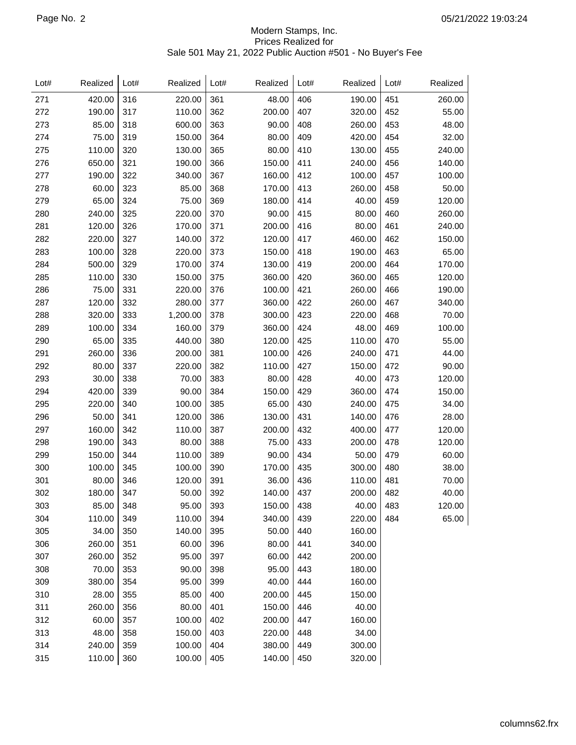Modern Stamps, Inc.
Prices Realized for
Sale 501 May 21, 2022 Public Auction #501 - No Buyer's Fee

| Lot# | Realized | Lot# | Realized | Lot# | Realized | Lot# | Realized | Lot# | Realized |
|---|---|---|---|---|---|---|---|---|---|
| 271 | 420.00 | 316 | 220.00 | 361 | 48.00 | 406 | 190.00 | 451 | 260.00 |
| 272 | 190.00 | 317 | 110.00 | 362 | 200.00 | 407 | 320.00 | 452 | 55.00 |
| 273 | 85.00 | 318 | 600.00 | 363 | 90.00 | 408 | 260.00 | 453 | 48.00 |
| 274 | 75.00 | 319 | 150.00 | 364 | 80.00 | 409 | 420.00 | 454 | 32.00 |
| 275 | 110.00 | 320 | 130.00 | 365 | 80.00 | 410 | 130.00 | 455 | 240.00 |
| 276 | 650.00 | 321 | 190.00 | 366 | 150.00 | 411 | 240.00 | 456 | 140.00 |
| 277 | 190.00 | 322 | 340.00 | 367 | 160.00 | 412 | 100.00 | 457 | 100.00 |
| 278 | 60.00 | 323 | 85.00 | 368 | 170.00 | 413 | 260.00 | 458 | 50.00 |
| 279 | 65.00 | 324 | 75.00 | 369 | 180.00 | 414 | 40.00 | 459 | 120.00 |
| 280 | 240.00 | 325 | 220.00 | 370 | 90.00 | 415 | 80.00 | 460 | 260.00 |
| 281 | 120.00 | 326 | 170.00 | 371 | 200.00 | 416 | 80.00 | 461 | 240.00 |
| 282 | 220.00 | 327 | 140.00 | 372 | 120.00 | 417 | 460.00 | 462 | 150.00 |
| 283 | 100.00 | 328 | 220.00 | 373 | 150.00 | 418 | 190.00 | 463 | 65.00 |
| 284 | 500.00 | 329 | 170.00 | 374 | 130.00 | 419 | 200.00 | 464 | 170.00 |
| 285 | 110.00 | 330 | 150.00 | 375 | 360.00 | 420 | 360.00 | 465 | 120.00 |
| 286 | 75.00 | 331 | 220.00 | 376 | 100.00 | 421 | 260.00 | 466 | 190.00 |
| 287 | 120.00 | 332 | 280.00 | 377 | 360.00 | 422 | 260.00 | 467 | 340.00 |
| 288 | 320.00 | 333 | 1,200.00 | 378 | 300.00 | 423 | 220.00 | 468 | 70.00 |
| 289 | 100.00 | 334 | 160.00 | 379 | 360.00 | 424 | 48.00 | 469 | 100.00 |
| 290 | 65.00 | 335 | 440.00 | 380 | 120.00 | 425 | 110.00 | 470 | 55.00 |
| 291 | 260.00 | 336 | 200.00 | 381 | 100.00 | 426 | 240.00 | 471 | 44.00 |
| 292 | 80.00 | 337 | 220.00 | 382 | 110.00 | 427 | 150.00 | 472 | 90.00 |
| 293 | 30.00 | 338 | 70.00 | 383 | 80.00 | 428 | 40.00 | 473 | 120.00 |
| 294 | 420.00 | 339 | 90.00 | 384 | 150.00 | 429 | 360.00 | 474 | 150.00 |
| 295 | 220.00 | 340 | 100.00 | 385 | 65.00 | 430 | 240.00 | 475 | 34.00 |
| 296 | 50.00 | 341 | 120.00 | 386 | 130.00 | 431 | 140.00 | 476 | 28.00 |
| 297 | 160.00 | 342 | 110.00 | 387 | 200.00 | 432 | 400.00 | 477 | 120.00 |
| 298 | 190.00 | 343 | 80.00 | 388 | 75.00 | 433 | 200.00 | 478 | 120.00 |
| 299 | 150.00 | 344 | 110.00 | 389 | 90.00 | 434 | 50.00 | 479 | 60.00 |
| 300 | 100.00 | 345 | 100.00 | 390 | 170.00 | 435 | 300.00 | 480 | 38.00 |
| 301 | 80.00 | 346 | 120.00 | 391 | 36.00 | 436 | 110.00 | 481 | 70.00 |
| 302 | 180.00 | 347 | 50.00 | 392 | 140.00 | 437 | 200.00 | 482 | 40.00 |
| 303 | 85.00 | 348 | 95.00 | 393 | 150.00 | 438 | 40.00 | 483 | 120.00 |
| 304 | 110.00 | 349 | 110.00 | 394 | 340.00 | 439 | 220.00 | 484 | 65.00 |
| 305 | 34.00 | 350 | 140.00 | 395 | 50.00 | 440 | 160.00 | | |
| 306 | 260.00 | 351 | 60.00 | 396 | 80.00 | 441 | 340.00 | | |
| 307 | 260.00 | 352 | 95.00 | 397 | 60.00 | 442 | 200.00 | | |
| 308 | 70.00 | 353 | 90.00 | 398 | 95.00 | 443 | 180.00 | | |
| 309 | 380.00 | 354 | 95.00 | 399 | 40.00 | 444 | 160.00 | | |
| 310 | 28.00 | 355 | 85.00 | 400 | 200.00 | 445 | 150.00 | | |
| 311 | 260.00 | 356 | 80.00 | 401 | 150.00 | 446 | 40.00 | | |
| 312 | 60.00 | 357 | 100.00 | 402 | 200.00 | 447 | 160.00 | | |
| 313 | 48.00 | 358 | 150.00 | 403 | 220.00 | 448 | 34.00 | | |
| 314 | 240.00 | 359 | 100.00 | 404 | 380.00 | 449 | 300.00 | | |
| 315 | 110.00 | 360 | 100.00 | 405 | 140.00 | 450 | 320.00 | | |